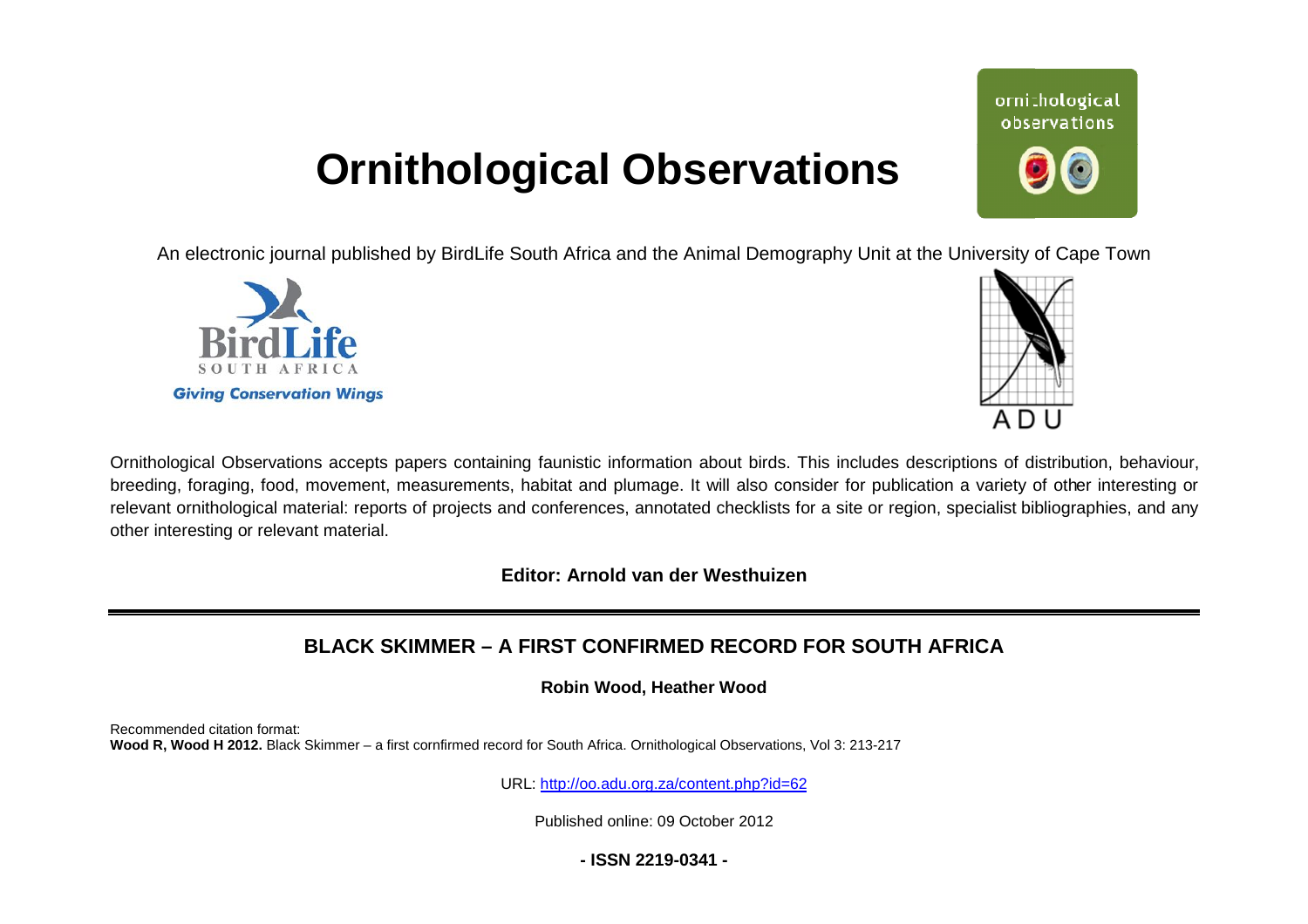# Ornithological Observations

An electronic journal published by BirdLife South Africa and the Animal Demography Unit at the University of Cape Town

Ornithological Observations accepts papers containing faunistic information about birds. This includes descriptions of distribution, behaviour, breeding, foraging, food, movement, measurements, habitat and plumage. It will also consider for publication a variety of other interesting or relevant ornithological material: reports of projects and conferences, annotated checklists for a site or region, specialist bibliographies, and any other interesting or relevant material.

**Editor: Arnold van der Westhuizen**

## BLACK SKIMMER – A FIRST CONFIRMED RECORD FOR SOUTH AFRICA

**Robin Wood, Heather Wood**

Recommended citation format:
**Wood R, Wood H 2012.** Black Skimmer – a first cornfirmed record for South Africa. Ornithological Observations, Vol 3: 213-217

URL: http://oo.adu.org.za/content.php?id=62

Published online: 09 October 2012

**- ISSN 2219-0341 -**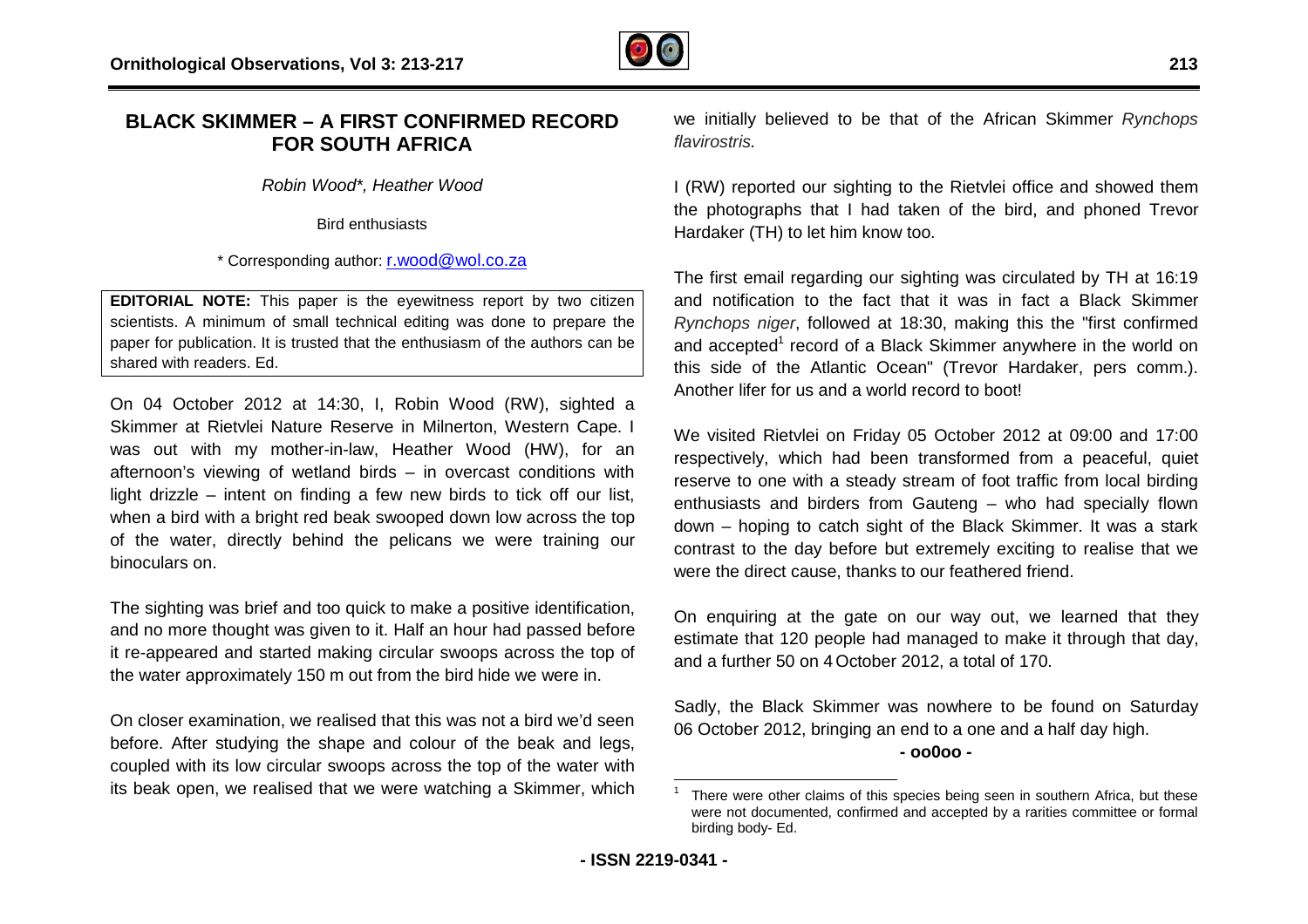# BLACK SKIMMER – A FIRST CONFIRMED RECORD FOR SOUTH AFRICA

*Robin Wood\*, Heather Wood*

Bird enthusiasts

\* Corresponding author: r.wood@wol.co.za

**EDITORIAL NOTE:** This paper is the eyewitness report by two citizen scientists. A minimum of small technical editing was done to prepare the paper for publication. It is trusted that the enthusiasm of the authors can be shared with readers. Ed.

On 04 October 2012 at 14:30, I, Robin Wood (RW), sighted a Skimmer at Rietvlei Nature Reserve in Milnerton, Western Cape. I was out with my mother-in-law, Heather Wood (HW), for an afternoon's viewing of wetland birds – in overcast conditions with light drizzle – intent on finding a few new birds to tick off our list, when a bird with a bright red beak swooped down low across the top of the water, directly behind the pelicans we were training our binoculars on.

The sighting was brief and too quick to make a positive identification, and no more thought was given to it. Half an hour had passed before it re-appeared and started making circular swoops across the top of the water approximately 150 m out from the bird hide we were in.

On closer examination, we realised that this was not a bird we'd seen before. After studying the shape and colour of the beak and legs, coupled with its low circular swoops across the top of the water with its beak open, we realised that we were watching a Skimmer, which we initially believed to be that of the African Skimmer *Rynchops flavirostris.*

I (RW) reported our sighting to the Rietvlei office and showed them the photographs that I had taken of the bird, and phoned Trevor Hardaker (TH) to let him know too.

The first email regarding our sighting was circulated by TH at 16:19 and notification to the fact that it was in fact a Black Skimmer *Rynchops niger*, followed at 18:30, making this the "first confirmed and accepted[1] record of a Black Skimmer anywhere in the world on this side of the Atlantic Ocean" (Trevor Hardaker, pers comm.). Another lifer for us and a world record to boot!

We visited Rietvlei on Friday 05 October 2012 at 09:00 and 17:00 respectively, which had been transformed from a peaceful, quiet reserve to one with a steady stream of foot traffic from local birding enthusiasts and birders from Gauteng – who had specially flown down – hoping to catch sight of the Black Skimmer. It was a stark contrast to the day before but extremely exciting to realise that we were the direct cause, thanks to our feathered friend.

On enquiring at the gate on our way out, we learned that they estimate that 120 people had managed to make it through that day, and a further 50 on 4 October 2012, a total of 170.

Sadly, the Black Skimmer was nowhere to be found on Saturday 06 October 2012, bringing an end to a one and a half day high.

**- oo0oo -**

---

[1] There were other claims of this species being seen in southern Africa, but these were not documented, confirmed and accepted by a rarities committee or formal birding body- Ed.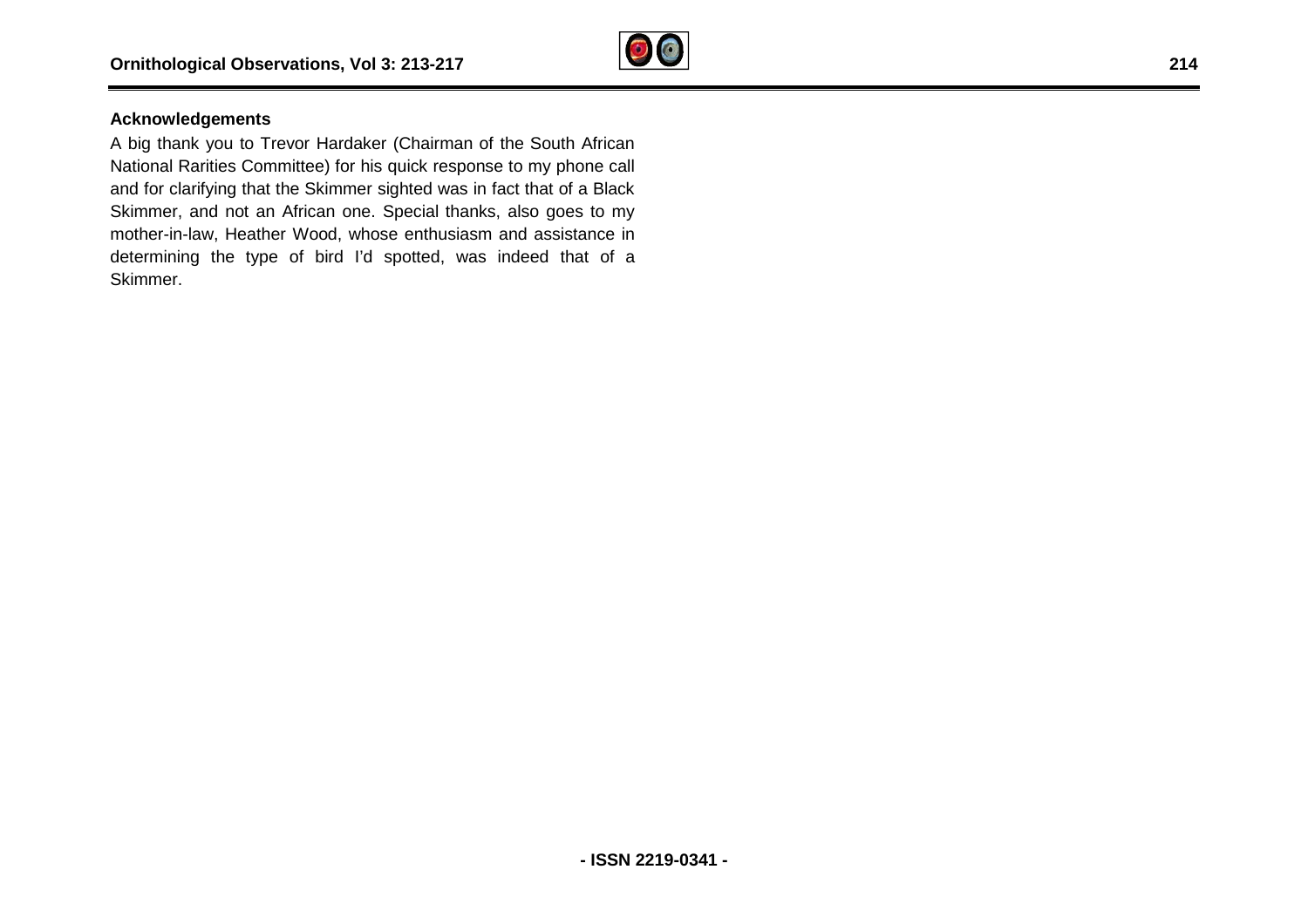## Acknowledgements

A big thank you to Trevor Hardaker (Chairman of the South African National Rarities Committee) for his quick response to my phone call and for clarifying that the Skimmer sighted was in fact that of a Black Skimmer, and not an African one. Special thanks, also goes to my mother-in-law, Heather Wood, whose enthusiasm and assistance in determining the type of bird I'd spotted, was indeed that of a Skimmer.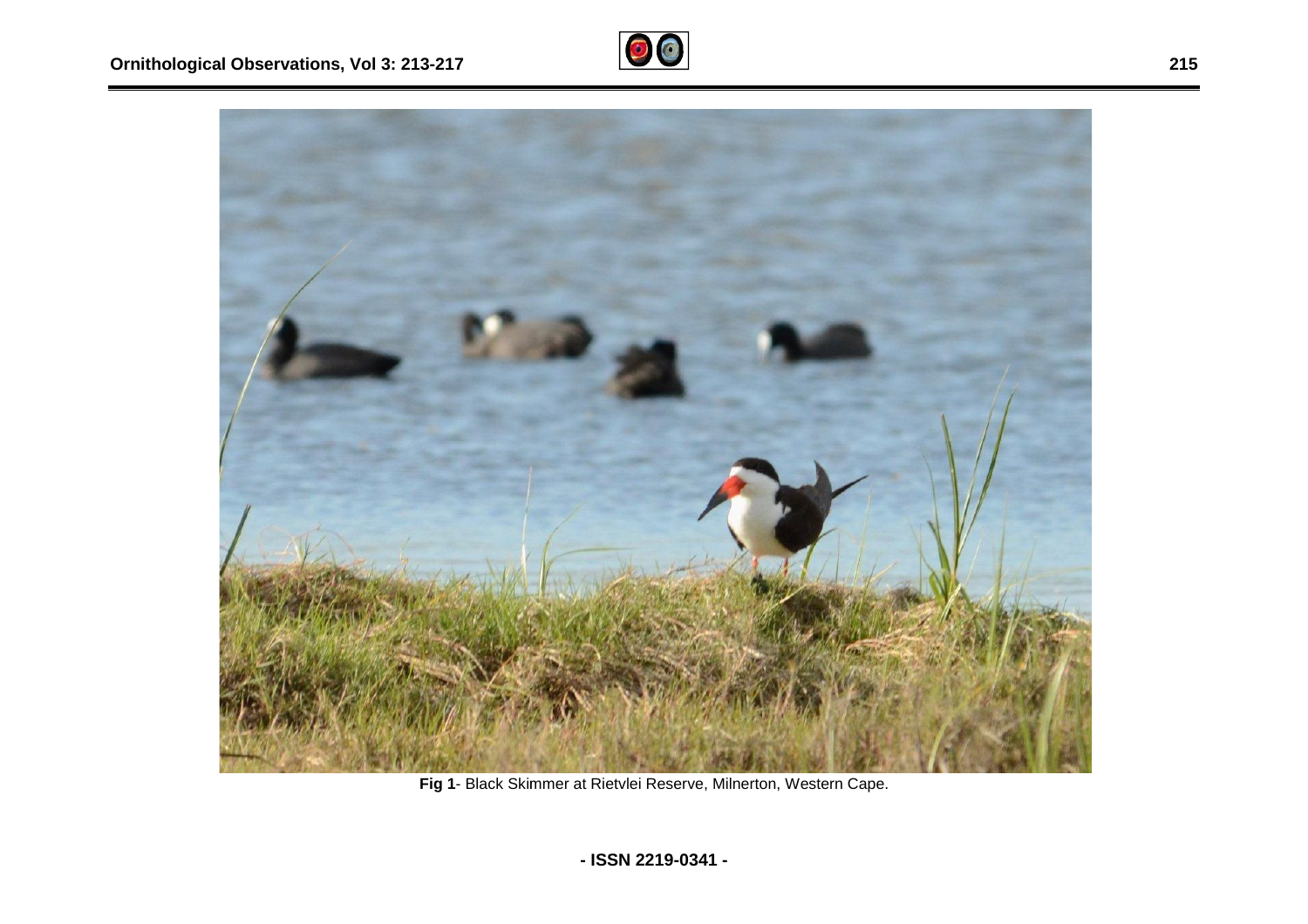**Fig 1**- Black Skimmer at Rietvlei Reserve, Milnerton, Western Cape.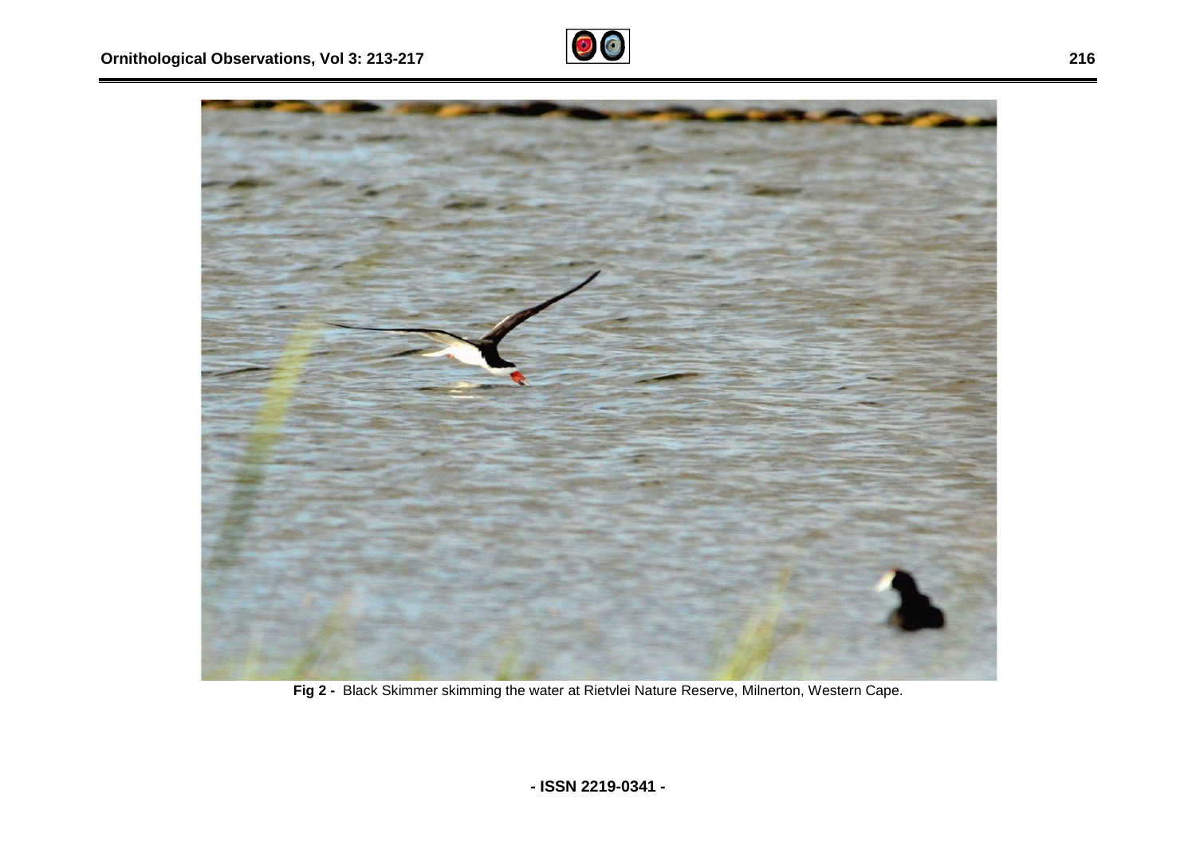**Fig 2 -** Black Skimmer skimming the water at Rietvlei Nature Reserve, Milnerton, Western Cape.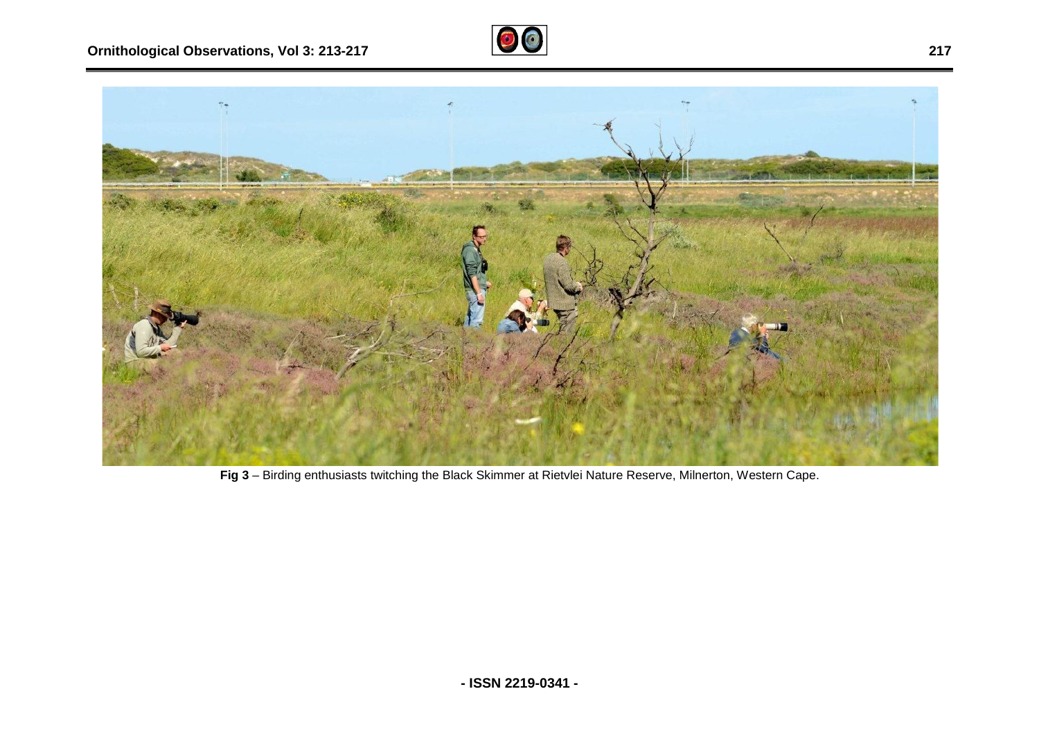**Fig 3** – Birding enthusiasts twitching the Black Skimmer at Rietvlei Nature Reserve, Milnerton, Western Cape.